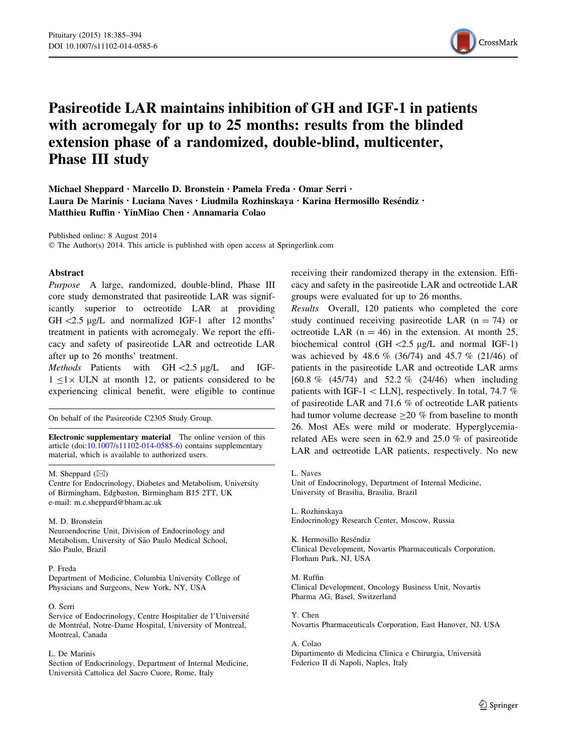# Pasireotide LAR maintains inhibition of GH and IGF-1 in patients with acromegaly for up to 25 months: results from the blinded extension phase of a randomized, double-blind, multicenter, Phase III study

**Michael Sheppard · Marcello D. Bronstein · Pamela Freda · Omar Serri · Laura De Marinis · Luciana Naves · Liudmila Rozhinskaya · Karina Hermosillo Reséndiz · Matthieu Ruffin · YinMiao Chen · Annamaria Colao**

Published online: 8 August 2014
© The Author(s) 2014. This article is published with open access at Springerlink.com

## Abstract

*Purpose* A large, randomized, double-blind, Phase III core study demonstrated that pasireotide LAR was significantly superior to octreotide LAR at providing GH <2.5 μg/L and normalized IGF-1 after 12 months' treatment in patients with acromegaly. We report the efficacy and safety of pasireotide LAR and octreotide LAR after up to 26 months' treatment.

*Methods* Patients with GH <2.5 μg/L and IGF-1 ≤1× ULN at month 12, or patients considered to be experiencing clinical benefit, were eligible to continue receiving their randomized therapy in the extension. Efficacy and safety in the pasireotide LAR and octreotide LAR groups were evaluated for up to 26 months.

*Results* Overall, 120 patients who completed the core study continued receiving pasireotide LAR (n = 74) or octreotide LAR (n = 46) in the extension. At month 25, biochemical control (GH <2.5 μg/L and normal IGF-1) was achieved by 48.6 % (36/74) and 45.7 % (21/46) of patients in the pasireotide LAR and octreotide LAR arms [60.8 % (45/74) and 52.2 % (24/46) when including patients with IGF-1 < LLN], respectively. In total, 74.7 % of pasireotide LAR and 71.6 % of octreotide LAR patients had tumor volume decrease ≥20 % from baseline to month 26. Most AEs were mild or moderate. Hyperglycemia-related AEs were seen in 62.9 and 25.0 % of pasireotide LAR and octreotide LAR patients, respectively. No new

On behalf of the Pasireotide C2305 Study Group.

**Electronic supplementary material** The online version of this article (doi:10.1007/s11102-014-0585-6) contains supplementary material, which is available to authorized users.

M. Sheppard (✉)
Centre for Endocrinology, Diabetes and Metabolism, University of Birmingham, Edgbaston, Birmingham B15 2TT, UK
e-mail: m.c.sheppard@bham.ac.uk

M. D. Bronstein
Neuroendocrine Unit, Division of Endocrinology and Metabolism, University of São Paulo Medical School, São Paulo, Brazil

P. Freda
Department of Medicine, Columbia University College of Physicians and Surgeons, New York, NY, USA

O. Serri
Service of Endocrinology, Centre Hospitalier de l'Université de Montréal, Notre-Dame Hospital, University of Montreal, Montreal, Canada

L. De Marinis
Section of Endocrinology, Department of Internal Medicine, Università Cattolica del Sacro Cuore, Rome, Italy

L. Naves
Unit of Endocrinology, Department of Internal Medicine, University of Brasilia, Brasilia, Brazil

L. Rozhinskaya
Endocrinology Research Center, Moscow, Russia

K. Hermosillo Reséndiz
Clinical Development, Novartis Pharmaceuticals Corporation, Florham Park, NJ, USA

M. Ruffin
Clinical Development, Oncology Business Unit, Novartis Pharma AG, Basel, Switzerland

Y. Chen
Novartis Pharmaceuticals Corporation, East Hanover, NJ, USA

A. Colao
Dipartimento di Medicina Clinica e Chirurgia, Università Federico II di Napoli, Naples, Italy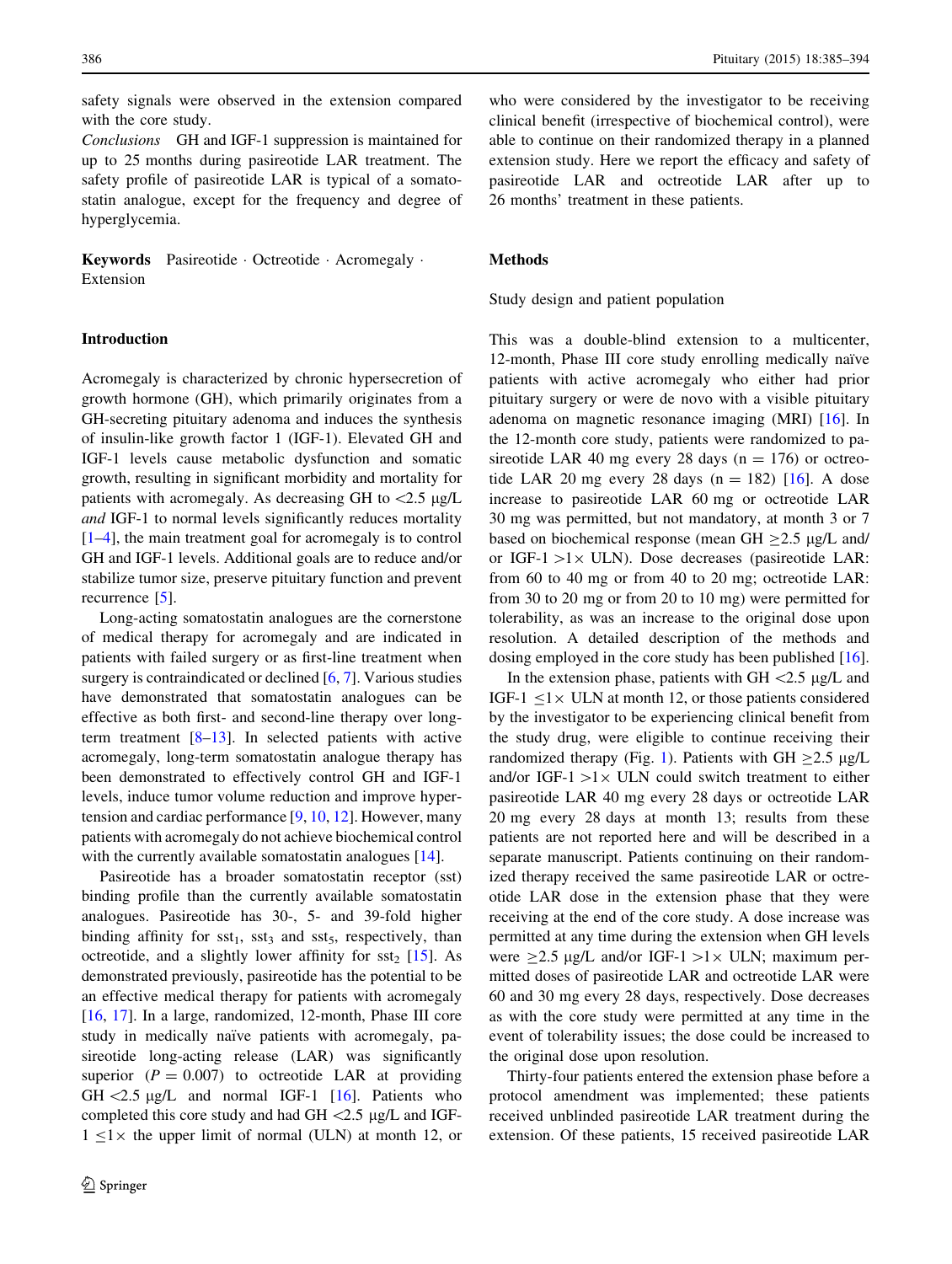safety signals were observed in the extension compared with the core study.

*Conclusions* GH and IGF-1 suppression is maintained for up to 25 months during pasireotide LAR treatment. The safety profile of pasireotide LAR is typical of a somatostatin analogue, except for the frequency and degree of hyperglycemia.

**Keywords** Pasireotide · Octreotide · Acromegaly · Extension

## Introduction

Acromegaly is characterized by chronic hypersecretion of growth hormone (GH), which primarily originates from a GH-secreting pituitary adenoma and induces the synthesis of insulin-like growth factor 1 (IGF-1). Elevated GH and IGF-1 levels cause metabolic dysfunction and somatic growth, resulting in significant morbidity and mortality for patients with acromegaly. As decreasing GH to <2.5 μg/L *and* IGF-1 to normal levels significantly reduces mortality [1–4], the main treatment goal for acromegaly is to control GH and IGF-1 levels. Additional goals are to reduce and/or stabilize tumor size, preserve pituitary function and prevent recurrence [5].

Long-acting somatostatin analogues are the cornerstone of medical therapy for acromegaly and are indicated in patients with failed surgery or as first-line treatment when surgery is contraindicated or declined [6, 7]. Various studies have demonstrated that somatostatin analogues can be effective as both first- and second-line therapy over long-term treatment [8–13]. In selected patients with active acromegaly, long-term somatostatin analogue therapy has been demonstrated to effectively control GH and IGF-1 levels, induce tumor volume reduction and improve hypertension and cardiac performance [9, 10, 12]. However, many patients with acromegaly do not achieve biochemical control with the currently available somatostatin analogues [14].

Pasireotide has a broader somatostatin receptor (sst) binding profile than the currently available somatostatin analogues. Pasireotide has 30-, 5- and 39-fold higher binding affinity for $sst_1$, $sst_3$ and $sst_5$, respectively, than octreotide, and a slightly lower affinity for $sst_2$ [15]. As demonstrated previously, pasireotide has the potential to be an effective medical therapy for patients with acromegaly [16, 17]. In a large, randomized, 12-month, Phase III core study in medically naïve patients with acromegaly, pasireotide long-acting release (LAR) was significantly superior ($P = 0.007$) to octreotide LAR at providing GH <2.5 μg/L and normal IGF-1 [16]. Patients who completed this core study and had GH <2.5 μg/L and IGF-1 ≤1× the upper limit of normal (ULN) at month 12, or who were considered by the investigator to be receiving clinical benefit (irrespective of biochemical control), were able to continue on their randomized therapy in a planned extension study. Here we report the efficacy and safety of pasireotide LAR and octreotide LAR after up to 26 months' treatment in these patients.

## Methods

### Study design and patient population

This was a double-blind extension to a multicenter, 12-month, Phase III core study enrolling medically naïve patients with active acromegaly who either had prior pituitary surgery or were de novo with a visible pituitary adenoma on magnetic resonance imaging (MRI) [16]. In the 12-month core study, patients were randomized to pasireotide LAR 40 mg every 28 days (n = 176) or octreotide LAR 20 mg every 28 days (n = 182) [16]. A dose increase to pasireotide LAR 60 mg or octreotide LAR 30 mg was permitted, but not mandatory, at month 3 or 7 based on biochemical response (mean GH ≥2.5 μg/L and/or IGF-1 >1× ULN). Dose decreases (pasireotide LAR: from 60 to 40 mg or from 40 to 20 mg; octreotide LAR: from 30 to 20 mg or from 20 to 10 mg) were permitted for tolerability, as was an increase to the original dose upon resolution. A detailed description of the methods and dosing employed in the core study has been published [16].

In the extension phase, patients with GH <2.5 μg/L and IGF-1 ≤1× ULN at month 12, or those patients considered by the investigator to be experiencing clinical benefit from the study drug, were eligible to continue receiving their randomized therapy (Fig. 1). Patients with GH ≥2.5 μg/L and/or IGF-1 >1× ULN could switch treatment to either pasireotide LAR 40 mg every 28 days or octreotide LAR 20 mg every 28 days at month 13; results from these patients are not reported here and will be described in a separate manuscript. Patients continuing on their randomized therapy received the same pasireotide LAR or octreotide LAR dose in the extension phase that they were receiving at the end of the core study. A dose increase was permitted at any time during the extension when GH levels were ≥2.5 μg/L and/or IGF-1 >1× ULN; maximum permitted doses of pasireotide LAR and octreotide LAR were 60 and 30 mg every 28 days, respectively. Dose decreases as with the core study were permitted at any time in the event of tolerability issues; the dose could be increased to the original dose upon resolution.

Thirty-four patients entered the extension phase before a protocol amendment was implemented; these patients received unblinded pasireotide LAR treatment during the extension. Of these patients, 15 received pasireotide LAR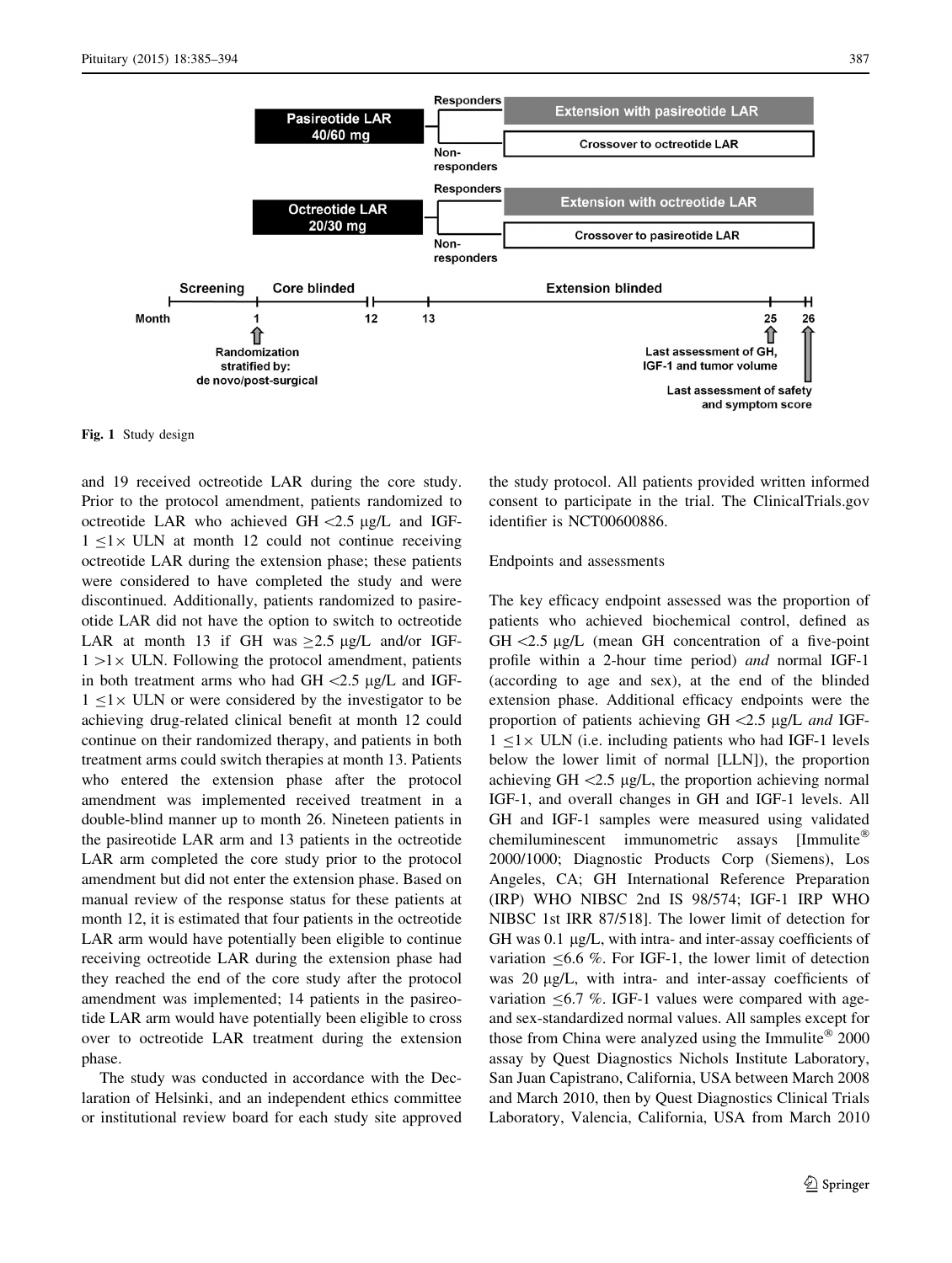Fig. 1 Study design

and 19 received octreotide LAR during the core study. Prior to the protocol amendment, patients randomized to octreotide LAR who achieved GH <2.5 μg/L and IGF-1 ≤1× ULN at month 12 could not continue receiving octreotide LAR during the extension phase; these patients were considered to have completed the study and were discontinued. Additionally, patients randomized to pasireotide LAR did not have the option to switch to octreotide LAR at month 13 if GH was ≥2.5 μg/L and/or IGF-1 >1× ULN. Following the protocol amendment, patients in both treatment arms who had GH <2.5 μg/L and IGF-1 ≤1× ULN or were considered by the investigator to be achieving drug-related clinical benefit at month 12 could continue on their randomized therapy, and patients in both treatment arms could switch therapies at month 13. Patients who entered the extension phase after the protocol amendment was implemented received treatment in a double-blind manner up to month 26. Nineteen patients in the pasireotide LAR arm and 13 patients in the octreotide LAR arm completed the core study prior to the protocol amendment but did not enter the extension phase. Based on manual review of the response status for these patients at month 12, it is estimated that four patients in the octreotide LAR arm would have potentially been eligible to continue receiving octreotide LAR during the extension phase had they reached the end of the core study after the protocol amendment was implemented; 14 patients in the pasireotide LAR arm would have potentially been eligible to cross over to octreotide LAR treatment during the extension phase.

The study was conducted in accordance with the Declaration of Helsinki, and an independent ethics committee or institutional review board for each study site approved the study protocol. All patients provided written informed consent to participate in the trial. The ClinicalTrials.gov identifier is NCT00600886.

### Endpoints and assessments

The key efficacy endpoint assessed was the proportion of patients who achieved biochemical control, defined as GH <2.5 μg/L (mean GH concentration of a five-point profile within a 2-hour time period) *and* normal IGF-1 (according to age and sex), at the end of the blinded extension phase. Additional efficacy endpoints were the proportion of patients achieving GH <2.5 μg/L *and* IGF-1 ≤1× ULN (i.e. including patients who had IGF-1 levels below the lower limit of normal [LLN]), the proportion achieving GH <2.5 μg/L, the proportion achieving normal IGF-1, and overall changes in GH and IGF-1 levels. All GH and IGF-1 samples were measured using validated chemiluminescent immunometric assays [Immulite® 2000/1000; Diagnostic Products Corp (Siemens), Los Angeles, CA; GH International Reference Preparation (IRP) WHO NIBSC 2nd IS 98/574; IGF-1 IRP WHO NIBSC 1st IRR 87/518]. The lower limit of detection for GH was 0.1 μg/L, with intra- and inter-assay coefficients of variation ≤6.6 %. For IGF-1, the lower limit of detection was 20 μg/L, with intra- and inter-assay coefficients of variation ≤6.7 %. IGF-1 values were compared with age- and sex-standardized normal values. All samples except for those from China were analyzed using the Immulite® 2000 assay by Quest Diagnostics Nichols Institute Laboratory, San Juan Capistrano, California, USA between March 2008 and March 2010, then by Quest Diagnostics Clinical Trials Laboratory, Valencia, California, USA from March 2010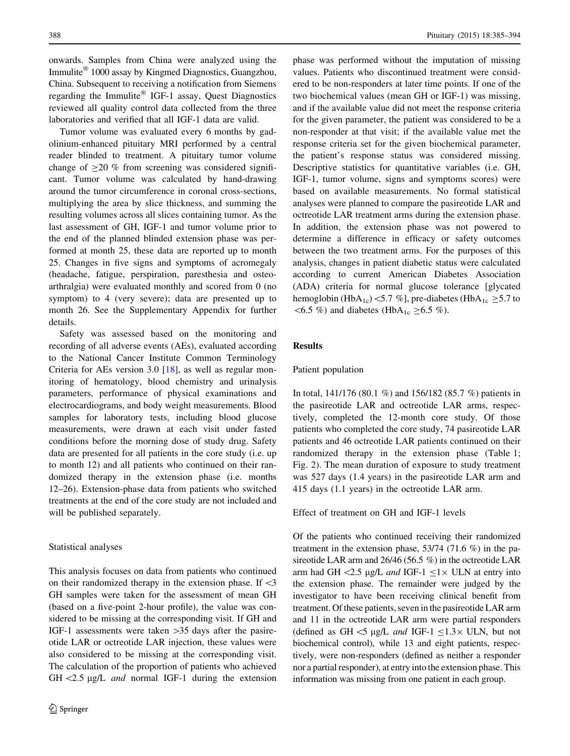onwards. Samples from China were analyzed using the Immulite® 1000 assay by Kingmed Diagnostics, Guangzhou, China. Subsequent to receiving a notification from Siemens regarding the Immulite® IGF-1 assay, Quest Diagnostics reviewed all quality control data collected from the three laboratories and verified that all IGF-1 data are valid.

Tumor volume was evaluated every 6 months by gadolinium-enhanced pituitary MRI performed by a central reader blinded to treatment. A pituitary tumor volume change of ≥20 % from screening was considered significant. Tumor volume was calculated by hand-drawing around the tumor circumference in coronal cross-sections, multiplying the area by slice thickness, and summing the resulting volumes across all slices containing tumor. As the last assessment of GH, IGF-1 and tumor volume prior to the end of the planned blinded extension phase was performed at month 25, these data are reported up to month 25. Changes in five signs and symptoms of acromegaly (headache, fatigue, perspiration, paresthesia and osteoarthralgia) were evaluated monthly and scored from 0 (no symptom) to 4 (very severe); data are presented up to month 26. See the Supplementary Appendix for further details.

Safety was assessed based on the monitoring and recording of all adverse events (AEs), evaluated according to the National Cancer Institute Common Terminology Criteria for AEs version 3.0 [18], as well as regular monitoring of hematology, blood chemistry and urinalysis parameters, performance of physical examinations and electrocardiograms, and body weight measurements. Blood samples for laboratory tests, including blood glucose measurements, were drawn at each visit under fasted conditions before the morning dose of study drug. Safety data are presented for all patients in the core study (i.e. up to month 12) and all patients who continued on their randomized therapy in the extension phase (i.e. months 12–26). Extension-phase data from patients who switched treatments at the end of the core study are not included and will be published separately.

### Statistical analyses

This analysis focuses on data from patients who continued on their randomized therapy in the extension phase. If <3 GH samples were taken for the assessment of mean GH (based on a five-point 2-hour profile), the value was considered to be missing at the corresponding visit. If GH and IGF-1 assessments were taken >35 days after the pasireotide LAR or octreotide LAR injection, these values were also considered to be missing at the corresponding visit. The calculation of the proportion of patients who achieved GH <2.5 μg/L *and* normal IGF-1 during the extension phase was performed without the imputation of missing values. Patients who discontinued treatment were considered to be non-responders at later time points. If one of the two biochemical values (mean GH or IGF-1) was missing, and if the available value did not meet the response criteria for the given parameter, the patient was considered to be a non-responder at that visit; if the available value met the response criteria set for the given biochemical parameter, the patient's response status was considered missing. Descriptive statistics for quantitative variables (i.e. GH, IGF-1, tumor volume, signs and symptoms scores) were based on available measurements. No formal statistical analyses were planned to compare the pasireotide LAR and octreotide LAR treatment arms during the extension phase. In addition, the extension phase was not powered to determine a difference in efficacy or safety outcomes between the two treatment arms. For the purposes of this analysis, changes in patient diabetic status were calculated according to current American Diabetes Association (ADA) criteria for normal glucose tolerance [glycated hemoglobin ($HbA_{1c}$) <5.7 %], pre-diabetes ($HbA_{1c}$ ≥5.7 to <6.5 %) and diabetes ($HbA_{1c}$ ≥6.5 %).

## Results

### Patient population

In total, 141/176 (80.1 %) and 156/182 (85.7 %) patients in the pasireotide LAR and octreotide LAR arms, respectively, completed the 12-month core study. Of those patients who completed the core study, 74 pasireotide LAR patients and 46 octreotide LAR patients continued on their randomized therapy in the extension phase (Table 1; Fig. 2). The mean duration of exposure to study treatment was 527 days (1.4 years) in the pasireotide LAR arm and 415 days (1.1 years) in the octreotide LAR arm.

### Effect of treatment on GH and IGF-1 levels

Of the patients who continued receiving their randomized treatment in the extension phase, 53/74 (71.6 %) in the pasireotide LAR arm and 26/46 (56.5 %) in the octreotide LAR arm had GH <2.5 μg/L *and* IGF-1 ≤1× ULN at entry into the extension phase. The remainder were judged by the investigator to have been receiving clinical benefit from treatment. Of these patients, seven in the pasireotide LAR arm and 11 in the octreotide LAR arm were partial responders (defined as GH <5 μg/L *and* IGF-1 ≤1.3× ULN, but not biochemical control), while 13 and eight patients, respectively, were non-responders (defined as neither a responder nor a partial responder), at entry into the extension phase. This information was missing from one patient in each group.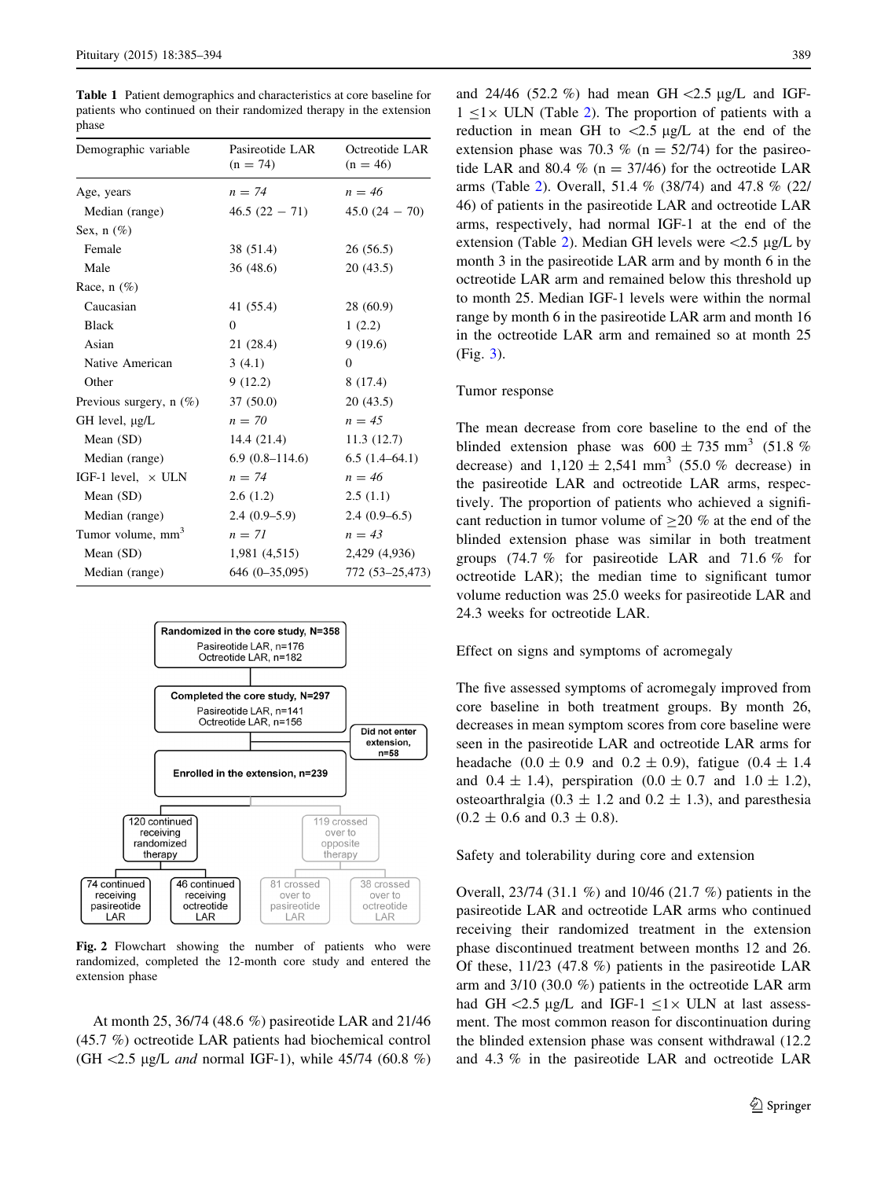**Table 1** Patient demographics and characteristics at core baseline for patients who continued on their randomized therapy in the extension phase

| Demographic variable | Pasireotide LAR (n = 74) | Octreotide LAR (n = 46) |
|---|---|---|
| Age, years | *n = 74* | *n = 46* |
| Median (range) | 46.5 (22 − 71) | 45.0 (24 − 70) |
| Sex, n (%) | | |
| Female | 38 (51.4) | 26 (56.5) |
| Male | 36 (48.6) | 20 (43.5) |
| Race, n (%) | | |
| Caucasian | 41 (55.4) | 28 (60.9) |
| Black | 0 | 1 (2.2) |
| Asian | 21 (28.4) | 9 (19.6) |
| Native American | 3 (4.1) | 0 |
| Other | 9 (12.2) | 8 (17.4) |
| Previous surgery, n (%) | 37 (50.0) | 20 (43.5) |
| GH level, μg/L | *n = 70* | *n = 45* |
| Mean (SD) | 14.4 (21.4) | 11.3 (12.7) |
| Median (range) | 6.9 (0.8–114.6) | 6.5 (1.4–64.1) |
| IGF-1 level, × ULN | *n = 74* | *n = 46* |
| Mean (SD) | 2.6 (1.2) | 2.5 (1.1) |
| Median (range) | 2.4 (0.9–5.9) | 2.4 (0.9–6.5) |
| Tumor volume, mm$^3$ | *n = 71* | *n = 43* |
| Mean (SD) | 1,981 (4,515) | 2,429 (4,936) |
| Median (range) | 646 (0–35,095) | 772 (53–25,473) |

Randomized in the core study, N=358
Pasireotide LAR, n=176
Octreotide LAR, n=182

Completed the core study, N=297
Pasireotide LAR, n=141
Octreotide LAR, n=156

Did not enter extension, n=58

Enrolled in the extension, n=239

120 continued receiving randomized therapy

119 crossed over to opposite therapy

74 continued receiving pasireotide LAR

46 continued receiving octreotide LAR

81 crossed over to pasireotide LAR

38 crossed over to octreotide LAR

**Fig. 2** Flowchart showing the number of patients who were randomized, completed the 12-month core study and entered the extension phase

At month 25, 36/74 (48.6 %) pasireotide LAR and 21/46 (45.7 %) octreotide LAR patients had biochemical control (GH <2.5 μg/L *and* normal IGF-1), while 45/74 (60.8 %) and 24/46 (52.2 %) had mean GH <2.5 μg/L and IGF-1 ≤1× ULN (Table 2). The proportion of patients with a reduction in mean GH to <2.5 μg/L at the end of the extension phase was 70.3 % (n = 52/74) for the pasireotide LAR and 80.4 % (n = 37/46) for the octreotide LAR arms (Table 2). Overall, 51.4 % (38/74) and 47.8 % (22/46) of patients in the pasireotide LAR and octreotide LAR arms, respectively, had normal IGF-1 at the end of the extension (Table 2). Median GH levels were <2.5 μg/L by month 3 in the pasireotide LAR arm and by month 6 in the octreotide LAR arm and remained below this threshold up to month 25. Median IGF-1 levels were within the normal range by month 6 in the pasireotide LAR arm and month 16 in the octreotide LAR arm and remained so at month 25 (Fig. 3).

### Tumor response

The mean decrease from core baseline to the end of the blinded extension phase was 600 ± 735 mm$^3$ (51.8 % decrease) and 1,120 ± 2,541 mm$^3$ (55.0 % decrease) in the pasireotide LAR and octreotide LAR arms, respectively. The proportion of patients who achieved a significant reduction in tumor volume of ≥20 % at the end of the blinded extension phase was similar in both treatment groups (74.7 % for pasireotide LAR and 71.6 % for octreotide LAR); the median time to significant tumor volume reduction was 25.0 weeks for pasireotide LAR and 24.3 weeks for octreotide LAR.

### Effect on signs and symptoms of acromegaly

The five assessed symptoms of acromegaly improved from core baseline in both treatment groups. By month 26, decreases in mean symptom scores from core baseline were seen in the pasireotide LAR and octreotide LAR arms for headache (0.0 ± 0.9 and 0.2 ± 0.9), fatigue (0.4 ± 1.4 and 0.4 ± 1.4), perspiration (0.0 ± 0.7 and 1.0 ± 1.2), osteoarthralgia (0.3 ± 1.2 and 0.2 ± 1.3), and paresthesia (0.2 ± 0.6 and 0.3 ± 0.8).

### Safety and tolerability during core and extension

Overall, 23/74 (31.1 %) and 10/46 (21.7 %) patients in the pasireotide LAR and octreotide LAR arms who continued receiving their randomized treatment in the extension phase discontinued treatment between months 12 and 26. Of these, 11/23 (47.8 %) patients in the pasireotide LAR arm and 3/10 (30.0 %) patients in the octreotide LAR arm had GH <2.5 μg/L and IGF-1 ≤1× ULN at last assessment. The most common reason for discontinuation during the blinded extension phase was consent withdrawal (12.2 and 4.3 % in the pasireotide LAR and octreotide LAR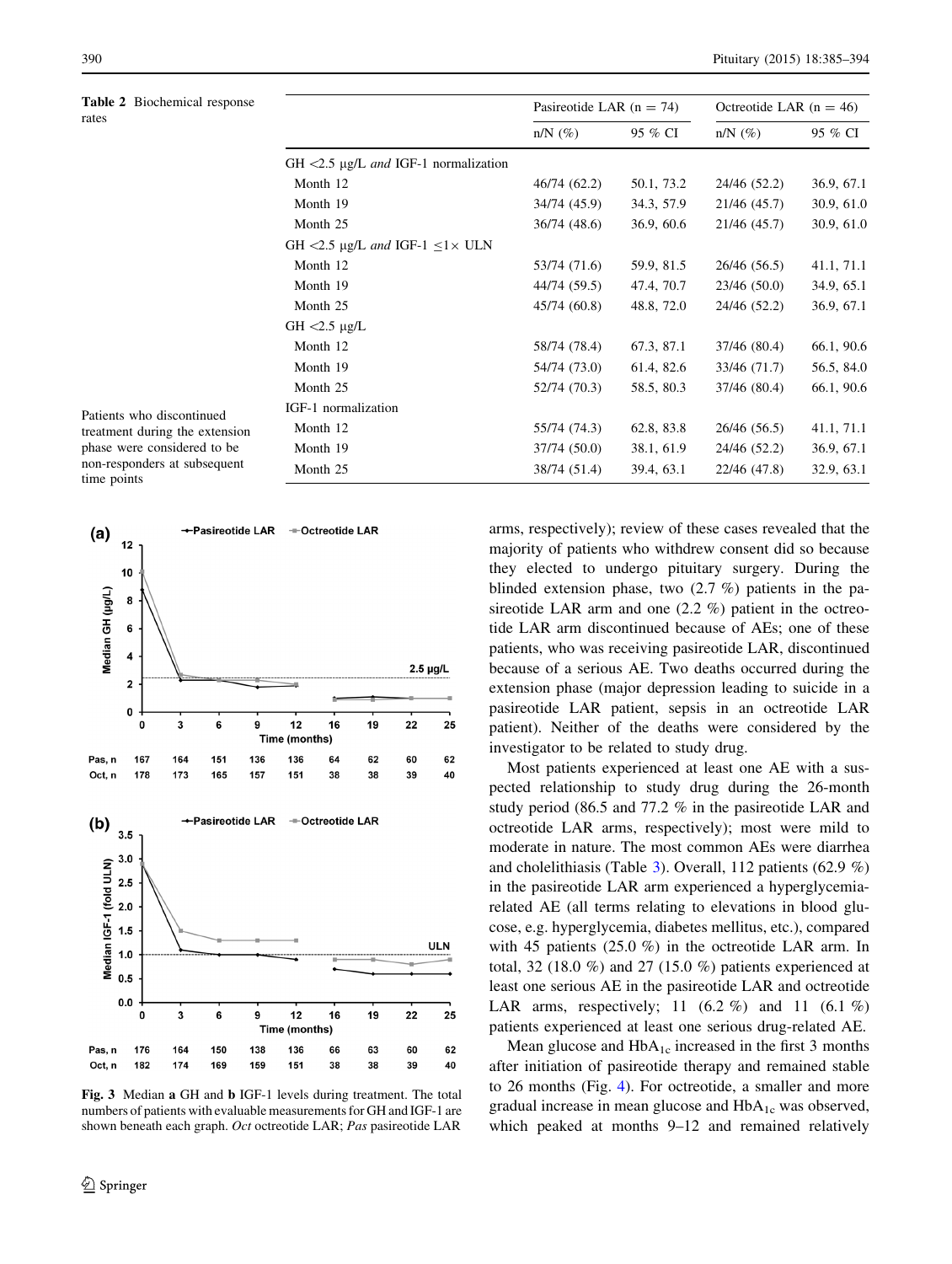**Table 2** Biochemical response rates

|  | Pasireotide LAR (n = 74) |  | Octreotide LAR (n = 46) |  |
|---|---|---|---|---|
|  | n/N (%) | 95 % CI | n/N (%) | 95 % CI |
| GH <2.5 μg/L *and* IGF-1 normalization |  |  |  |  |
| Month 12 | 46/74 (62.2) | 50.1, 73.2 | 24/46 (52.2) | 36.9, 67.1 |
| Month 19 | 34/74 (45.9) | 34.3, 57.9 | 21/46 (45.7) | 30.9, 61.0 |
| Month 25 | 36/74 (48.6) | 36.9, 60.6 | 21/46 (45.7) | 30.9, 61.0 |
| GH <2.5 μg/L *and* IGF-1 ≤1× ULN |  |  |  |  |
| Month 12 | 53/74 (71.6) | 59.9, 81.5 | 26/46 (56.5) | 41.1, 71.1 |
| Month 19 | 44/74 (59.5) | 47.4, 70.7 | 23/46 (50.0) | 34.9, 65.1 |
| Month 25 | 45/74 (60.8) | 48.8, 72.0 | 24/46 (52.2) | 36.9, 67.1 |
| GH <2.5 μg/L |  |  |  |  |
| Month 12 | 58/74 (78.4) | 67.3, 87.1 | 37/46 (80.4) | 66.1, 90.6 |
| Month 19 | 54/74 (73.0) | 61.4, 82.6 | 33/46 (71.7) | 56.5, 84.0 |
| Month 25 | 52/74 (70.3) | 58.5, 80.3 | 37/46 (80.4) | 66.1, 90.6 |
| IGF-1 normalization |  |  |  |  |
| Month 12 | 55/74 (74.3) | 62.8, 83.8 | 26/46 (56.5) | 41.1, 71.1 |
| Month 19 | 37/74 (50.0) | 38.1, 61.9 | 24/46 (52.2) | 36.9, 67.1 |
| Month 25 | 38/74 (51.4) | 39.4, 63.1 | 22/46 (47.8) | 32.9, 63.1 |

Patients who discontinued treatment during the extension phase were considered to be non-responders at subsequent time points

**Fig. 3** Median **a** GH and **b** IGF-1 levels during treatment. The total numbers of patients with evaluable measurements for GH and IGF-1 are shown beneath each graph. *Oct* octreotide LAR; *Pas* pasireotide LAR

arms, respectively); review of these cases revealed that the majority of patients who withdrew consent did so because they elected to undergo pituitary surgery. During the blinded extension phase, two (2.7 %) patients in the pasireotide LAR arm and one (2.2 %) patient in the octreotide LAR arm discontinued because of AEs; one of these patients, who was receiving pasireotide LAR, discontinued because of a serious AE. Two deaths occurred during the extension phase (major depression leading to suicide in a pasireotide LAR patient, sepsis in an octreotide LAR patient). Neither of the deaths were considered by the investigator to be related to study drug.

Most patients experienced at least one AE with a suspected relationship to study drug during the 26-month study period (86.5 and 77.2 % in the pasireotide LAR and octreotide LAR arms, respectively); most were mild to moderate in nature. The most common AEs were diarrhea and cholelithiasis (Table 3). Overall, 112 patients (62.9 %) in the pasireotide LAR arm experienced a hyperglycemia-related AE (all terms relating to elevations in blood glucose, e.g. hyperglycemia, diabetes mellitus, etc.), compared with 45 patients (25.0 %) in the octreotide LAR arm. In total, 32 (18.0 %) and 27 (15.0 %) patients experienced at least one serious AE in the pasireotide LAR and octreotide LAR arms, respectively; 11 (6.2 %) and 11 (6.1 %) patients experienced at least one serious drug-related AE.

Mean glucose and $HbA_{1c}$ increased in the first 3 months after initiation of pasireotide therapy and remained stable to 26 months (Fig. 4). For octreotide, a smaller and more gradual increase in mean glucose and $HbA_{1c}$ was observed, which peaked at months 9–12 and remained relatively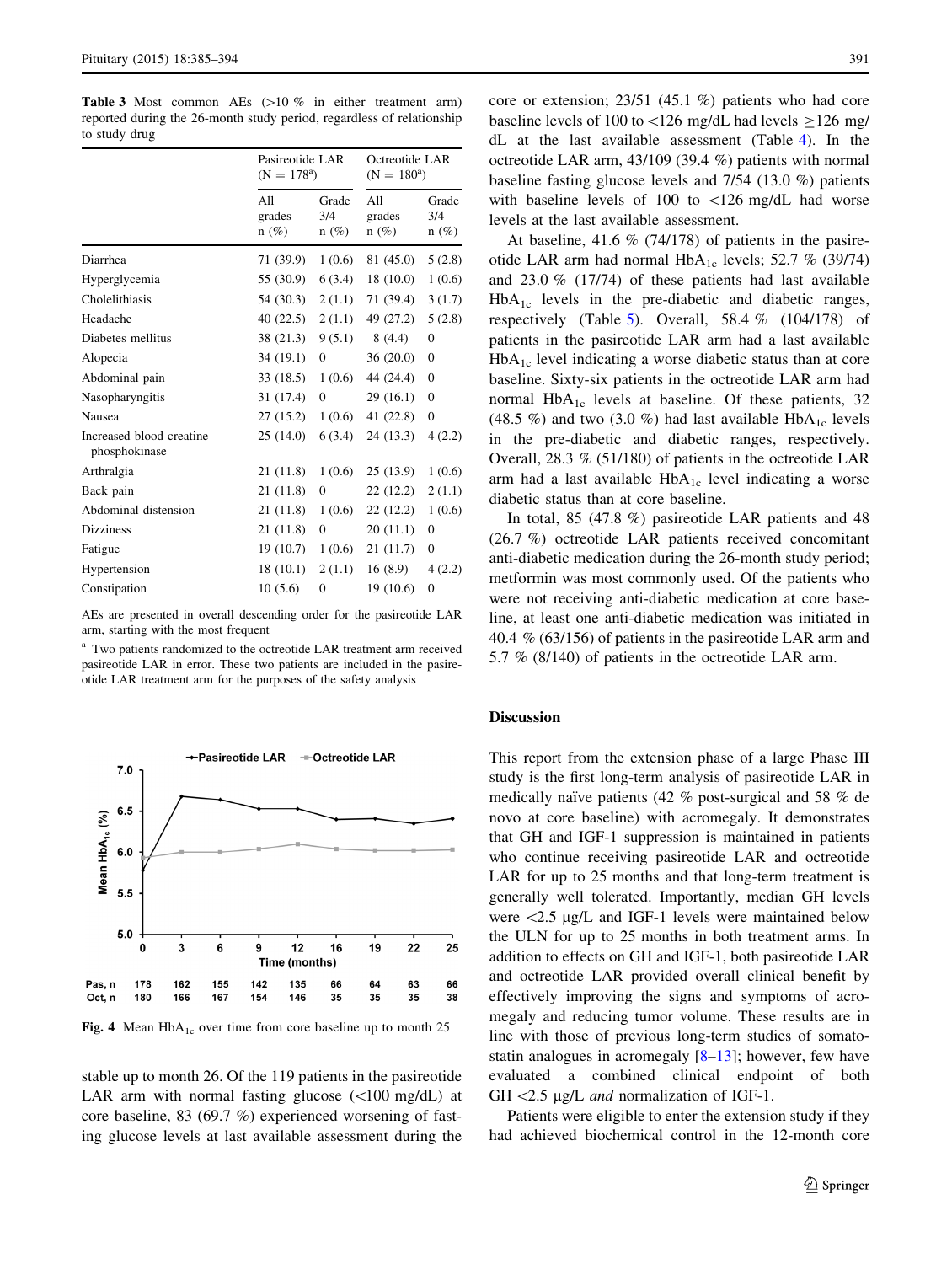**Table 3** Most common AEs (>10 % in either treatment arm) reported during the 26-month study period, regardless of relationship to study drug

| | Pasireotide LAR (N = 178[a]) | | Octreotide LAR (N = 180[a]) | |
|---|---|---|---|---|
| | All grades n (%) | Grade 3/4 n (%) | All grades n (%) | Grade 3/4 n (%) |
| Diarrhea | 71 (39.9) | 1 (0.6) | 81 (45.0) | 5 (2.8) |
| Hyperglycemia | 55 (30.9) | 6 (3.4) | 18 (10.0) | 1 (0.6) |
| Cholelithiasis | 54 (30.3) | 2 (1.1) | 71 (39.4) | 3 (1.7) |
| Headache | 40 (22.5) | 2 (1.1) | 49 (27.2) | 5 (2.8) |
| Diabetes mellitus | 38 (21.3) | 9 (5.1) | 8 (4.4) | 0 |
| Alopecia | 34 (19.1) | 0 | 36 (20.0) | 0 |
| Abdominal pain | 33 (18.5) | 1 (0.6) | 44 (24.4) | 0 |
| Nasopharyngitis | 31 (17.4) | 0 | 29 (16.1) | 0 |
| Nausea | 27 (15.2) | 1 (0.6) | 41 (22.8) | 0 |
| Increased blood creatine phosphokinase | 25 (14.0) | 6 (3.4) | 24 (13.3) | 4 (2.2) |
| Arthralgia | 21 (11.8) | 1 (0.6) | 25 (13.9) | 1 (0.6) |
| Back pain | 21 (11.8) | 0 | 22 (12.2) | 2 (1.1) |
| Abdominal distension | 21 (11.8) | 1 (0.6) | 22 (12.2) | 1 (0.6) |
| Dizziness | 21 (11.8) | 0 | 20 (11.1) | 0 |
| Fatigue | 19 (10.7) | 1 (0.6) | 21 (11.7) | 0 |
| Hypertension | 18 (10.1) | 2 (1.1) | 16 (8.9) | 4 (2.2) |
| Constipation | 10 (5.6) | 0 | 19 (10.6) | 0 |

AEs are presented in overall descending order for the pasireotide LAR arm, starting with the most frequent

[a] Two patients randomized to the octreotide LAR treatment arm received pasireotide LAR in error. These two patients are included in the pasireotide LAR treatment arm for the purposes of the safety analysis

**Fig. 4** Mean $HbA_{1c}$ over time from core baseline up to month 25

stable up to month 26. Of the 119 patients in the pasireotide LAR arm with normal fasting glucose (<100 mg/dL) at core baseline, 83 (69.7 %) experienced worsening of fasting glucose levels at last available assessment during the core or extension; 23/51 (45.1 %) patients who had core baseline levels of 100 to <126 mg/dL had levels ≥126 mg/dL at the last available assessment (Table 4). In the octreotide LAR arm, 43/109 (39.4 %) patients with normal baseline fasting glucose levels and 7/54 (13.0 %) patients with baseline levels of 100 to <126 mg/dL had worse levels at the last available assessment.

At baseline, 41.6 % (74/178) of patients in the pasireotide LAR arm had normal $HbA_{1c}$ levels; 52.7 % (39/74) and 23.0 % (17/74) of these patients had last available $HbA_{1c}$ levels in the pre-diabetic and diabetic ranges, respectively (Table 5). Overall, 58.4 % (104/178) of patients in the pasireotide LAR arm had a last available $HbA_{1c}$ level indicating a worse diabetic status than at core baseline. Sixty-six patients in the octreotide LAR arm had normal $HbA_{1c}$ levels at baseline. Of these patients, 32 (48.5 %) and two (3.0 %) had last available $HbA_{1c}$ levels in the pre-diabetic and diabetic ranges, respectively. Overall, 28.3 % (51/180) of patients in the octreotide LAR arm had a last available $HbA_{1c}$ level indicating a worse diabetic status than at core baseline.

In total, 85 (47.8 %) pasireotide LAR patients and 48 (26.7 %) octreotide LAR patients received concomitant anti-diabetic medication during the 26-month study period; metformin was most commonly used. Of the patients who were not receiving anti-diabetic medication at core baseline, at least one anti-diabetic medication was initiated in 40.4 % (63/156) of patients in the pasireotide LAR arm and 5.7 % (8/140) of patients in the octreotide LAR arm.

## Discussion

This report from the extension phase of a large Phase III study is the first long-term analysis of pasireotide LAR in medically naïve patients (42 % post-surgical and 58 % de novo at core baseline) with acromegaly. It demonstrates that GH and IGF-1 suppression is maintained in patients who continue receiving pasireotide LAR and octreotide LAR for up to 25 months and that long-term treatment is generally well tolerated. Importantly, median GH levels were <2.5 μg/L and IGF-1 levels were maintained below the ULN for up to 25 months in both treatment arms. In addition to effects on GH and IGF-1, both pasireotide LAR and octreotide LAR provided overall clinical benefit by effectively improving the signs and symptoms of acromegaly and reducing tumor volume. These results are in line with those of previous long-term studies of somatostatin analogues in acromegaly [8–13]; however, few have evaluated a combined clinical endpoint of both GH <2.5 μg/L *and* normalization of IGF-1.

Patients were eligible to enter the extension study if they had achieved biochemical control in the 12-month core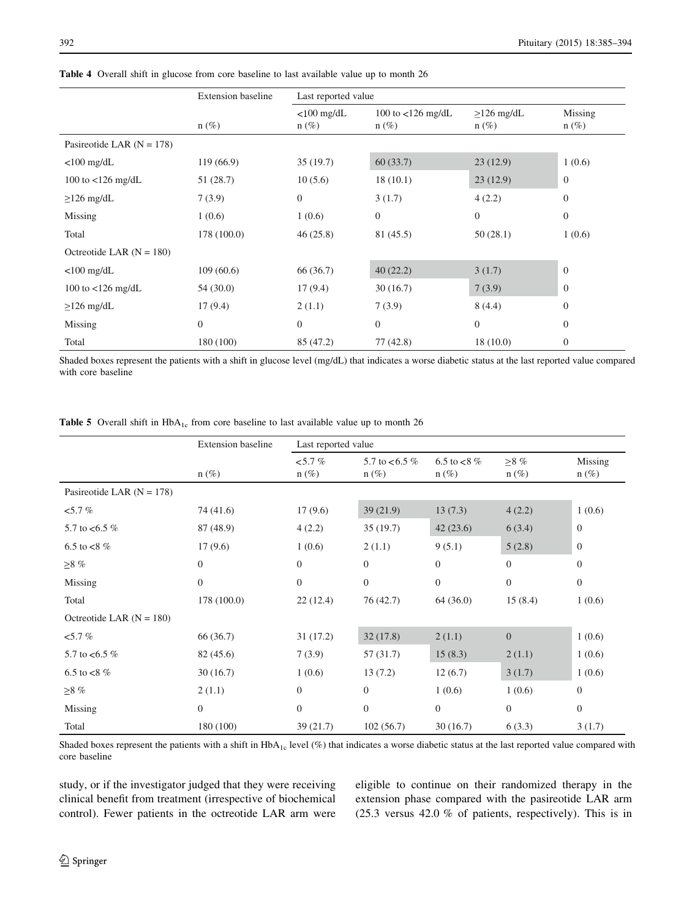**Table 4** Overall shift in glucose from core baseline to last available value up to month 26

| | Extension baseline | Last reported value | | | |
|---|---|---|---|---|---|
| | n (%) | <100 mg/dL n (%) | 100 to <126 mg/dL n (%) | ≥126 mg/dL n (%) | Missing n (%) |
| Pasireotide LAR (N = 178) | | | | | |
| <100 mg/dL | 119 (66.9) | 35 (19.7) | 60 (33.7) | 23 (12.9) | 1 (0.6) |
| 100 to <126 mg/dL | 51 (28.7) | 10 (5.6) | 18 (10.1) | 23 (12.9) | 0 |
| ≥126 mg/dL | 7 (3.9) | 0 | 3 (1.7) | 4 (2.2) | 0 |
| Missing | 1 (0.6) | 1 (0.6) | 0 | 0 | 0 |
| Total | 178 (100.0) | 46 (25.8) | 81 (45.5) | 50 (28.1) | 1 (0.6) |
| Octreotide LAR (N = 180) | | | | | |
| <100 mg/dL | 109 (60.6) | 66 (36.7) | 40 (22.2) | 3 (1.7) | 0 |
| 100 to <126 mg/dL | 54 (30.0) | 17 (9.4) | 30 (16.7) | 7 (3.9) | 0 |
| ≥126 mg/dL | 17 (9.4) | 2 (1.1) | 7 (3.9) | 8 (4.4) | 0 |
| Missing | 0 | 0 | 0 | 0 | 0 |
| Total | 180 (100) | 85 (47.2) | 77 (42.8) | 18 (10.0) | 0 |

Shaded boxes represent the patients with a shift in glucose level (mg/dL) that indicates a worse diabetic status at the last reported value compared with core baseline

**Table 5** Overall shift in $HbA_{1c}$ from core baseline to last available value up to month 26

| | Extension baseline | Last reported value | | | | |
|---|---|---|---|---|---|---|
| | n (%) | <5.7 % n (%) | 5.7 to <6.5 % n (%) | 6.5 to <8 % n (%) | ≥8 % n (%) | Missing n (%) |
| Pasireotide LAR (N = 178) | | | | | | |
| <5.7 % | 74 (41.6) | 17 (9.6) | 39 (21.9) | 13 (7.3) | 4 (2.2) | 1 (0.6) |
| 5.7 to <6.5 % | 87 (48.9) | 4 (2.2) | 35 (19.7) | 42 (23.6) | 6 (3.4) | 0 |
| 6.5 to <8 % | 17 (9.6) | 1 (0.6) | 2 (1.1) | 9 (5.1) | 5 (2.8) | 0 |
| ≥8 % | 0 | 0 | 0 | 0 | 0 | 0 |
| Missing | 0 | 0 | 0 | 0 | 0 | 0 |
| Total | 178 (100.0) | 22 (12.4) | 76 (42.7) | 64 (36.0) | 15 (8.4) | 1 (0.6) |
| Octreotide LAR (N = 180) | | | | | | |
| <5.7 % | 66 (36.7) | 31 (17.2) | 32 (17.8) | 2 (1.1) | 0 | 1 (0.6) |
| 5.7 to <6.5 % | 82 (45.6) | 7 (3.9) | 57 (31.7) | 15 (8.3) | 2 (1.1) | 1 (0.6) |
| 6.5 to <8 % | 30 (16.7) | 1 (0.6) | 13 (7.2) | 12 (6.7) | 3 (1.7) | 1 (0.6) |
| ≥8 % | 2 (1.1) | 0 | 0 | 1 (0.6) | 1 (0.6) | 0 |
| Missing | 0 | 0 | 0 | 0 | 0 | 0 |
| Total | 180 (100) | 39 (21.7) | 102 (56.7) | 30 (16.7) | 6 (3.3) | 3 (1.7) |

Shaded boxes represent the patients with a shift in $HbA_{1c}$ level (%) that indicates a worse diabetic status at the last reported value compared with core baseline

study, or if the investigator judged that they were receiving clinical benefit from treatment (irrespective of biochemical control). Fewer patients in the octreotide LAR arm were eligible to continue on their randomized therapy in the extension phase compared with the pasireotide LAR arm (25.3 versus 42.0 % of patients, respectively). This is in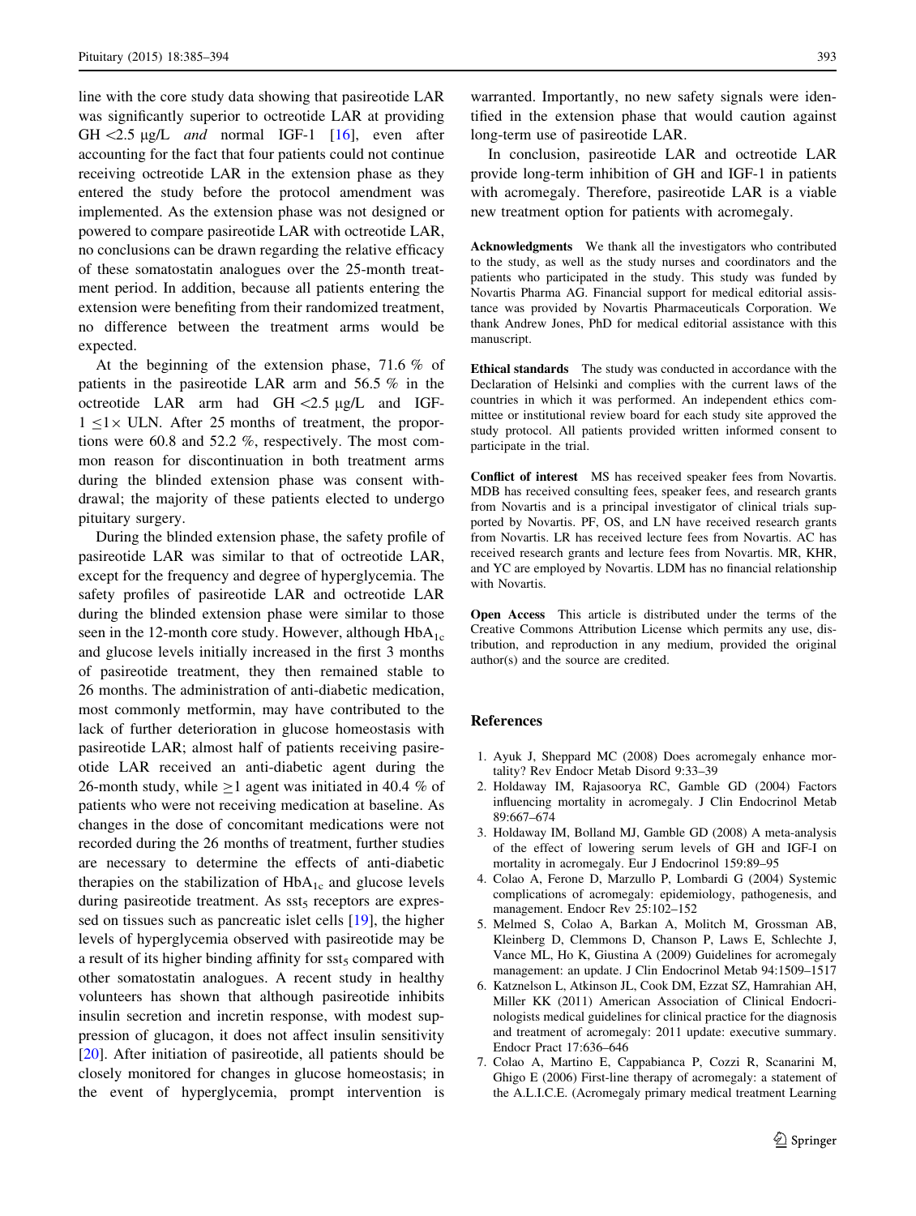line with the core study data showing that pasireotide LAR was significantly superior to octreotide LAR at providing GH <2.5 μg/L *and* normal IGF-1 [16], even after accounting for the fact that four patients could not continue receiving octreotide LAR in the extension phase as they entered the study before the protocol amendment was implemented. As the extension phase was not designed or powered to compare pasireotide LAR with octreotide LAR, no conclusions can be drawn regarding the relative efficacy of these somatostatin analogues over the 25-month treatment period. In addition, because all patients entering the extension were benefiting from their randomized treatment, no difference between the treatment arms would be expected.

At the beginning of the extension phase, 71.6 % of patients in the pasireotide LAR arm and 56.5 % in the octreotide LAR arm had GH <2.5 μg/L and IGF-1 ≤1× ULN. After 25 months of treatment, the proportions were 60.8 and 52.2 %, respectively. The most common reason for discontinuation in both treatment arms during the blinded extension phase was consent withdrawal; the majority of these patients elected to undergo pituitary surgery.

During the blinded extension phase, the safety profile of pasireotide LAR was similar to that of octreotide LAR, except for the frequency and degree of hyperglycemia. The safety profiles of pasireotide LAR and octreotide LAR during the blinded extension phase were similar to those seen in the 12-month core study. However, although $HbA_{1c}$ and glucose levels initially increased in the first 3 months of pasireotide treatment, they then remained stable to 26 months. The administration of anti-diabetic medication, most commonly metformin, may have contributed to the lack of further deterioration in glucose homeostasis with pasireotide LAR; almost half of patients receiving pasireotide LAR received an anti-diabetic agent during the 26-month study, while ≥1 agent was initiated in 40.4 % of patients who were not receiving medication at baseline. As changes in the dose of concomitant medications were not recorded during the 26 months of treatment, further studies are necessary to determine the effects of anti-diabetic therapies on the stabilization of $HbA_{1c}$ and glucose levels during pasireotide treatment. As $sst_5$ receptors are expressed on tissues such as pancreatic islet cells [19], the higher levels of hyperglycemia observed with pasireotide may be a result of its higher binding affinity for $sst_5$ compared with other somatostatin analogues. A recent study in healthy volunteers has shown that although pasireotide inhibits insulin secretion and incretin response, with modest suppression of glucagon, it does not affect insulin sensitivity [20]. After initiation of pasireotide, all patients should be closely monitored for changes in glucose homeostasis; in the event of hyperglycemia, prompt intervention is warranted. Importantly, no new safety signals were identified in the extension phase that would caution against long-term use of pasireotide LAR.

In conclusion, pasireotide LAR and octreotide LAR provide long-term inhibition of GH and IGF-1 in patients with acromegaly. Therefore, pasireotide LAR is a viable new treatment option for patients with acromegaly.

**Acknowledgments** We thank all the investigators who contributed to the study, as well as the study nurses and coordinators and the patients who participated in the study. This study was funded by Novartis Pharma AG. Financial support for medical editorial assistance was provided by Novartis Pharmaceuticals Corporation. We thank Andrew Jones, PhD for medical editorial assistance with this manuscript.

**Ethical standards** The study was conducted in accordance with the Declaration of Helsinki and complies with the current laws of the countries in which it was performed. An independent ethics committee or institutional review board for each study site approved the study protocol. All patients provided written informed consent to participate in the trial.

**Conflict of interest** MS has received speaker fees from Novartis. MDB has received consulting fees, speaker fees, and research grants from Novartis and is a principal investigator of clinical trials supported by Novartis. PF, OS, and LN have received research grants from Novartis. LR has received lecture fees from Novartis. AC has received research grants and lecture fees from Novartis. MR, KHR, and YC are employed by Novartis. LDM has no financial relationship with Novartis.

**Open Access** This article is distributed under the terms of the Creative Commons Attribution License which permits any use, distribution, and reproduction in any medium, provided the original author(s) and the source are credited.

## References

1. Ayuk J, Sheppard MC (2008) Does acromegaly enhance mortality? Rev Endocr Metab Disord 9:33–39
2. Holdaway IM, Rajasoorya RC, Gamble GD (2004) Factors influencing mortality in acromegaly. J Clin Endocrinol Metab 89:667–674
3. Holdaway IM, Bolland MJ, Gamble GD (2008) A meta-analysis of the effect of lowering serum levels of GH and IGF-I on mortality in acromegaly. Eur J Endocrinol 159:89–95
4. Colao A, Ferone D, Marzullo P, Lombardi G (2004) Systemic complications of acromegaly: epidemiology, pathogenesis, and management. Endocr Rev 25:102–152
5. Melmed S, Colao A, Barkan A, Molitch M, Grossman AB, Kleinberg D, Clemmons D, Chanson P, Laws E, Schlechte J, Vance ML, Ho K, Giustina A (2009) Guidelines for acromegaly management: an update. J Clin Endocrinol Metab 94:1509–1517
6. Katznelson L, Atkinson JL, Cook DM, Ezzat SZ, Hamrahian AH, Miller KK (2011) American Association of Clinical Endocrinologists medical guidelines for clinical practice for the diagnosis and treatment of acromegaly: 2011 update: executive summary. Endocr Pract 17:636–646
7. Colao A, Martino E, Cappabianca P, Cozzi R, Scanarini M, Ghigo E (2006) First-line therapy of acromegaly: a statement of the A.L.I.C.E. (Acromegaly primary medical treatment Learning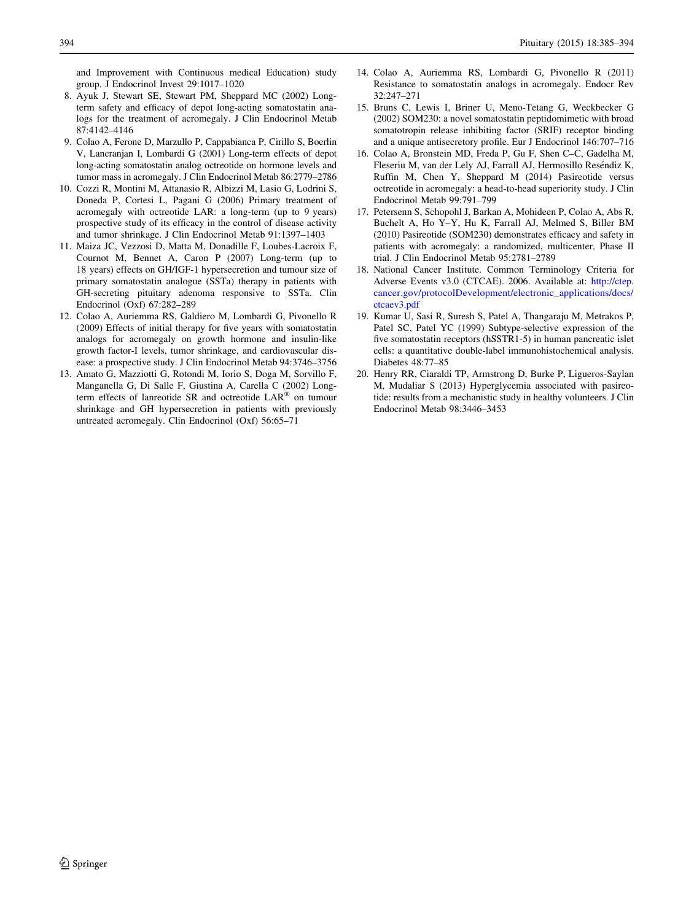and Improvement with Continuous medical Education) study group. J Endocrinol Invest 29:1017–1020

8. Ayuk J, Stewart SE, Stewart PM, Sheppard MC (2002) Long-term safety and efficacy of depot long-acting somatostatin analogs for the treatment of acromegaly. J Clin Endocrinol Metab 87:4142–4146
9. Colao A, Ferone D, Marzullo P, Cappabianca P, Cirillo S, Boerlin V, Lancranjan I, Lombardi G (2001) Long-term effects of depot long-acting somatostatin analog octreotide on hormone levels and tumor mass in acromegaly. J Clin Endocrinol Metab 86:2779–2786
10. Cozzi R, Montini M, Attanasio R, Albizzi M, Lasio G, Lodrini S, Doneda P, Cortesi L, Pagani G (2006) Primary treatment of acromegaly with octreotide LAR: a long-term (up to 9 years) prospective study of its efficacy in the control of disease activity and tumor shrinkage. J Clin Endocrinol Metab 91:1397–1403
11. Maiza JC, Vezzosi D, Matta M, Donadille F, Loubes-Lacroix F, Cournot M, Bennet A, Caron P (2007) Long-term (up to 18 years) effects on GH/IGF-1 hypersecretion and tumour size of primary somatostatin analogue (SSTa) therapy in patients with GH-secreting pituitary adenoma responsive to SSTa. Clin Endocrinol (Oxf) 67:282–289
12. Colao A, Auriemma RS, Galdiero M, Lombardi G, Pivonello R (2009) Effects of initial therapy for five years with somatostatin analogs for acromegaly on growth hormone and insulin-like growth factor-I levels, tumor shrinkage, and cardiovascular disease: a prospective study. J Clin Endocrinol Metab 94:3746–3756
13. Amato G, Mazziotti G, Rotondi M, Iorio S, Doga M, Sorvillo F, Manganella G, Di Salle F, Giustina A, Carella C (2002) Long-term effects of lanreotide SR and octreotide LAR® on tumour shrinkage and GH hypersecretion in patients with previously untreated acromegaly. Clin Endocrinol (Oxf) 56:65–71
14. Colao A, Auriemma RS, Lombardi G, Pivonello R (2011) Resistance to somatostatin analogs in acromegaly. Endocr Rev 32:247–271
15. Bruns C, Lewis I, Briner U, Meno-Tetang G, Weckbecker G (2002) SOM230: a novel somatostatin peptidomimetic with broad somatotropin release inhibiting factor (SRIF) receptor binding and a unique antisecretory profile. Eur J Endocrinol 146:707–716
16. Colao A, Bronstein MD, Freda P, Gu F, Shen C–C, Gadelha M, Fleseriu M, van der Lely AJ, Farrall AJ, Hermosillo Reséndiz K, Ruffin M, Chen Y, Sheppard M (2014) Pasireotide versus octreotide in acromegaly: a head-to-head superiority study. J Clin Endocrinol Metab 99:791–799
17. Petersenn S, Schopohl J, Barkan A, Mohideen P, Colao A, Abs R, Buchelt A, Ho Y–Y, Hu K, Farrall AJ, Melmed S, Biller BM (2010) Pasireotide (SOM230) demonstrates efficacy and safety in patients with acromegaly: a randomized, multicenter, Phase II trial. J Clin Endocrinol Metab 95:2781–2789
18. National Cancer Institute. Common Terminology Criteria for Adverse Events v3.0 (CTCAE). 2006. Available at: http://ctep.cancer.gov/protocolDevelopment/electronic_applications/docs/ctcaev3.pdf
19. Kumar U, Sasi R, Suresh S, Patel A, Thangaraju M, Metrakos P, Patel SC, Patel YC (1999) Subtype-selective expression of the five somatostatin receptors (hSSTR1-5) in human pancreatic islet cells: a quantitative double-label immunohistochemical analysis. Diabetes 48:77–85
20. Henry RR, Ciaraldi TP, Armstrong D, Burke P, Ligueros-Saylan M, Mudaliar S (2013) Hyperglycemia associated with pasireotide: results from a mechanistic study in healthy volunteers. J Clin Endocrinol Metab 98:3446–3453